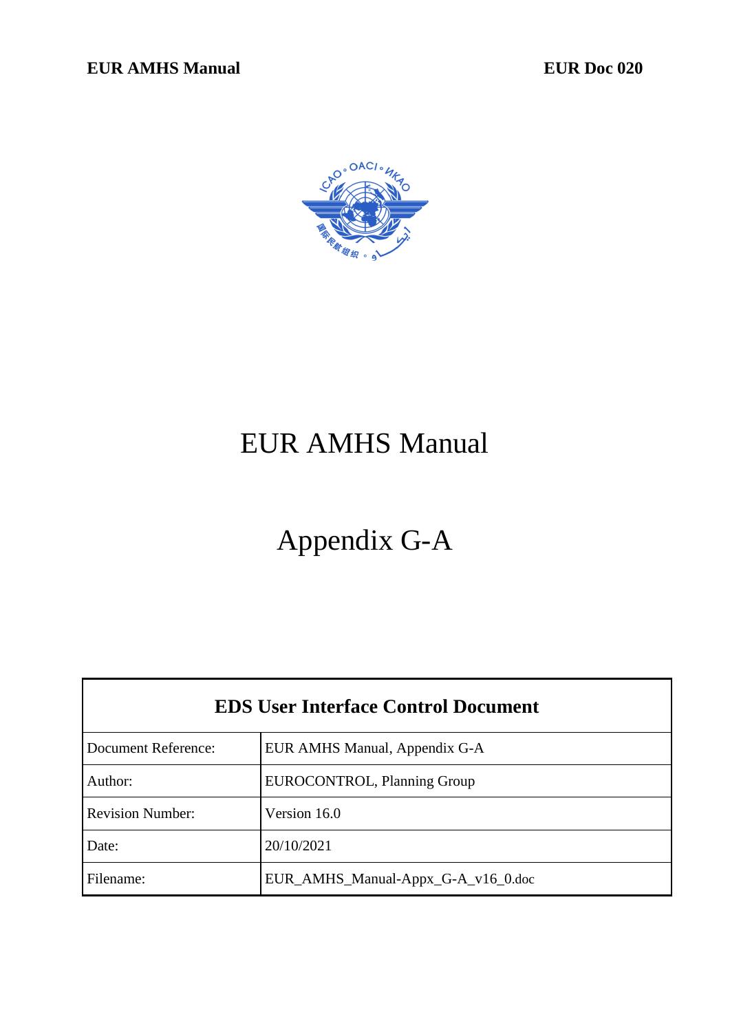# EUR AMHS Manual

# Appendix G-A

| EDS User Interface Control Document | |
|---|---|
| Document Reference: | EUR AMHS Manual, Appendix G-A |
| Author: | EUROCONTROL, Planning Group |
| Revision Number: | Version 16.0 |
| Date: | 20/10/2021 |
| Filename: | EUR_AMHS_Manual-Appx_G-A_v16_0.doc |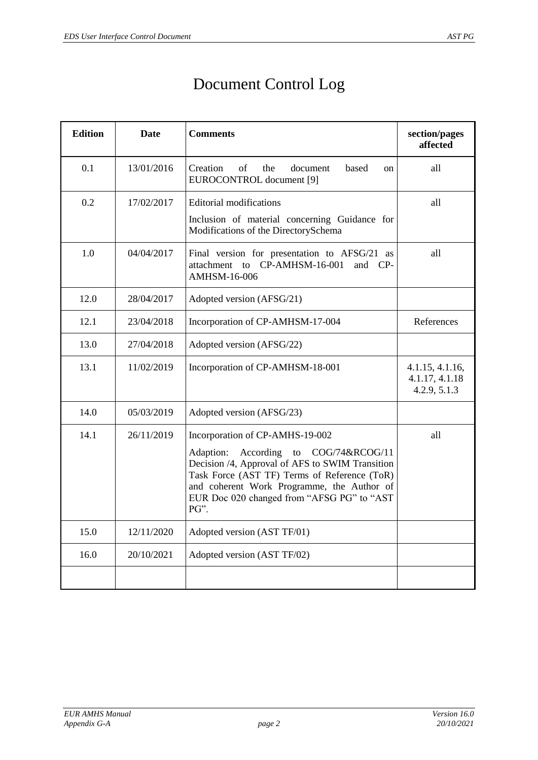# Document Control Log

| Edition | Date | Comments | section/pages affected |
|---|---|---|---|
| 0.1 | 13/01/2016 | Creation of the document based on EUROCONTROL document [9] | all |
| 0.2 | 17/02/2017 | Editorial modifications<br>Inclusion of material concerning Guidance for Modifications of the DirectorySchema | all |
| 1.0 | 04/04/2017 | Final version for presentation to AFSG/21 as attachment to CP-AMHSM-16-001 and CP-AMHSM-16-006 | all |
| 12.0 | 28/04/2017 | Adopted version (AFSG/21) | |
| 12.1 | 23/04/2018 | Incorporation of CP-AMHSM-17-004 | References |
| 13.0 | 27/04/2018 | Adopted version (AFSG/22) | |
| 13.1 | 11/02/2019 | Incorporation of CP-AMHSM-18-001 | 4.1.15, 4.1.16, 4.1.17, 4.1.18 4.2.9, 5.1.3 |
| 14.0 | 05/03/2019 | Adopted version (AFSG/23) | |
| 14.1 | 26/11/2019 | Incorporation of CP-AMHS-19-002<br>Adaption: According to COG/74&RCOG/11 Decision /4, Approval of AFS to SWIM Transition Task Force (AST TF) Terms of Reference (ToR) and coherent Work Programme, the Author of EUR Doc 020 changed from "AFSG PG" to "AST PG". | all |
| 15.0 | 12/11/2020 | Adopted version (AST TF/01) | |
| 16.0 | 20/10/2021 | Adopted version (AST TF/02) | |
| | | | |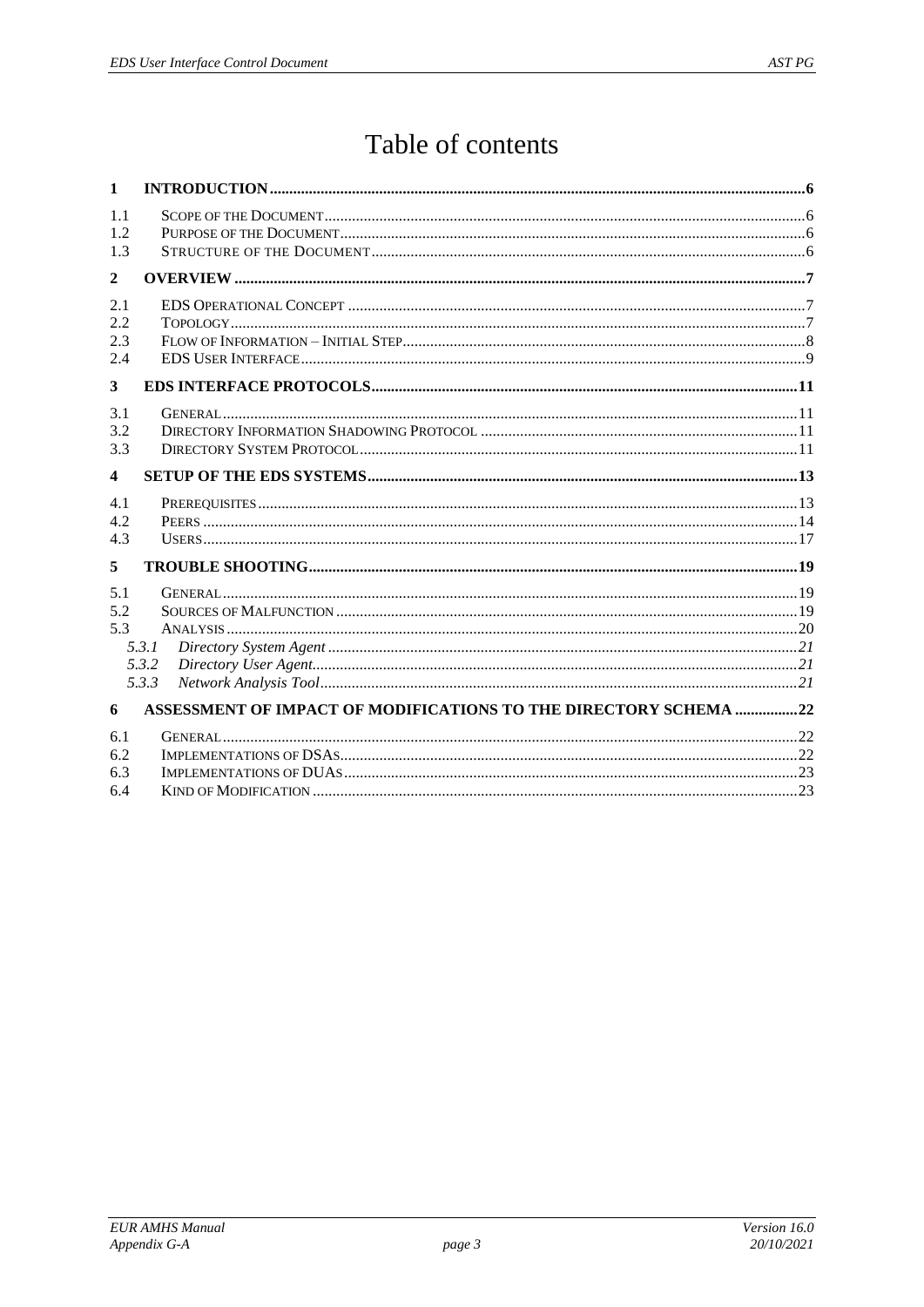# Table of contents

**1 INTRODUCTION ....... 6**

1.1 SCOPE OF THE DOCUMENT ....... 6
1.2 PURPOSE OF THE DOCUMENT ....... 6
1.3 STRUCTURE OF THE DOCUMENT ....... 6

**2 OVERVIEW ....... 7**

2.1 EDS OPERATIONAL CONCEPT ....... 7
2.2 TOPOLOGY ....... 7
2.3 FLOW OF INFORMATION – INITIAL STEP ....... 8
2.4 EDS USER INTERFACE ....... 9

**3 EDS INTERFACE PROTOCOLS ....... 11**

3.1 GENERAL ....... 11
3.2 DIRECTORY INFORMATION SHADOWING PROTOCOL ....... 11
3.3 DIRECTORY SYSTEM PROTOCOL ....... 11

**4 SETUP OF THE EDS SYSTEMS ....... 13**

4.1 PREREQUISITES ....... 13
4.2 PEERS ....... 14
4.3 USERS ....... 17

**5 TROUBLE SHOOTING ....... 19**

5.1 GENERAL ....... 19
5.2 SOURCES OF MALFUNCTION ....... 19
5.3 ANALYSIS ....... 20
*5.3.1 Directory System Agent ....... 21*
*5.3.2 Directory User Agent ....... 21*
*5.3.3 Network Analysis Tool ....... 21*

**6 ASSESSMENT OF IMPACT OF MODIFICATIONS TO THE DIRECTORY SCHEMA ....... 22**

6.1 GENERAL ....... 22
6.2 IMPLEMENTATIONS OF DSAS ....... 22
6.3 IMPLEMENTATIONS OF DUAS ....... 23
6.4 KIND OF MODIFICATION ....... 23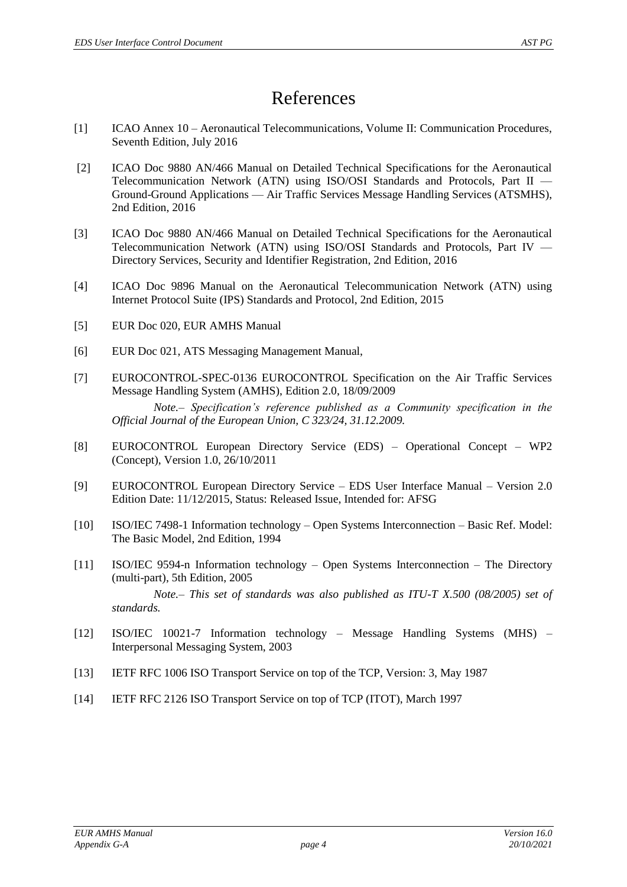# References

[1] ICAO Annex 10 – Aeronautical Telecommunications, Volume II: Communication Procedures, Seventh Edition, July 2016

[2] ICAO Doc 9880 AN/466 Manual on Detailed Technical Specifications for the Aeronautical Telecommunication Network (ATN) using ISO/OSI Standards and Protocols, Part II — Ground-Ground Applications — Air Traffic Services Message Handling Services (ATSMHS), 2nd Edition, 2016

[3] ICAO Doc 9880 AN/466 Manual on Detailed Technical Specifications for the Aeronautical Telecommunication Network (ATN) using ISO/OSI Standards and Protocols, Part IV — Directory Services, Security and Identifier Registration, 2nd Edition, 2016

[4] ICAO Doc 9896 Manual on the Aeronautical Telecommunication Network (ATN) using Internet Protocol Suite (IPS) Standards and Protocol, 2nd Edition, 2015

[5] EUR Doc 020, EUR AMHS Manual

[6] EUR Doc 021, ATS Messaging Management Manual,

[7] EUROCONTROL-SPEC-0136 EUROCONTROL Specification on the Air Traffic Services Message Handling System (AMHS), Edition 2.0, 18/09/2009

*Note.– Specification's reference published as a Community specification in the Official Journal of the European Union, C 323/24, 31.12.2009.*

[8] EUROCONTROL European Directory Service (EDS) – Operational Concept – WP2 (Concept), Version 1.0, 26/10/2011

[9] EUROCONTROL European Directory Service – EDS User Interface Manual – Version 2.0 Edition Date: 11/12/2015, Status: Released Issue, Intended for: AFSG

[10] ISO/IEC 7498-1 Information technology – Open Systems Interconnection – Basic Ref. Model: The Basic Model, 2nd Edition, 1994

[11] ISO/IEC 9594-n Information technology – Open Systems Interconnection – The Directory (multi-part), 5th Edition, 2005

*Note.– This set of standards was also published as ITU-T X.500 (08/2005) set of standards.*

[12] ISO/IEC 10021-7 Information technology – Message Handling Systems (MHS) – Interpersonal Messaging System, 2003

[13] IETF RFC 1006 ISO Transport Service on top of the TCP, Version: 3, May 1987

[14] IETF RFC 2126 ISO Transport Service on top of TCP (ITOT), March 1997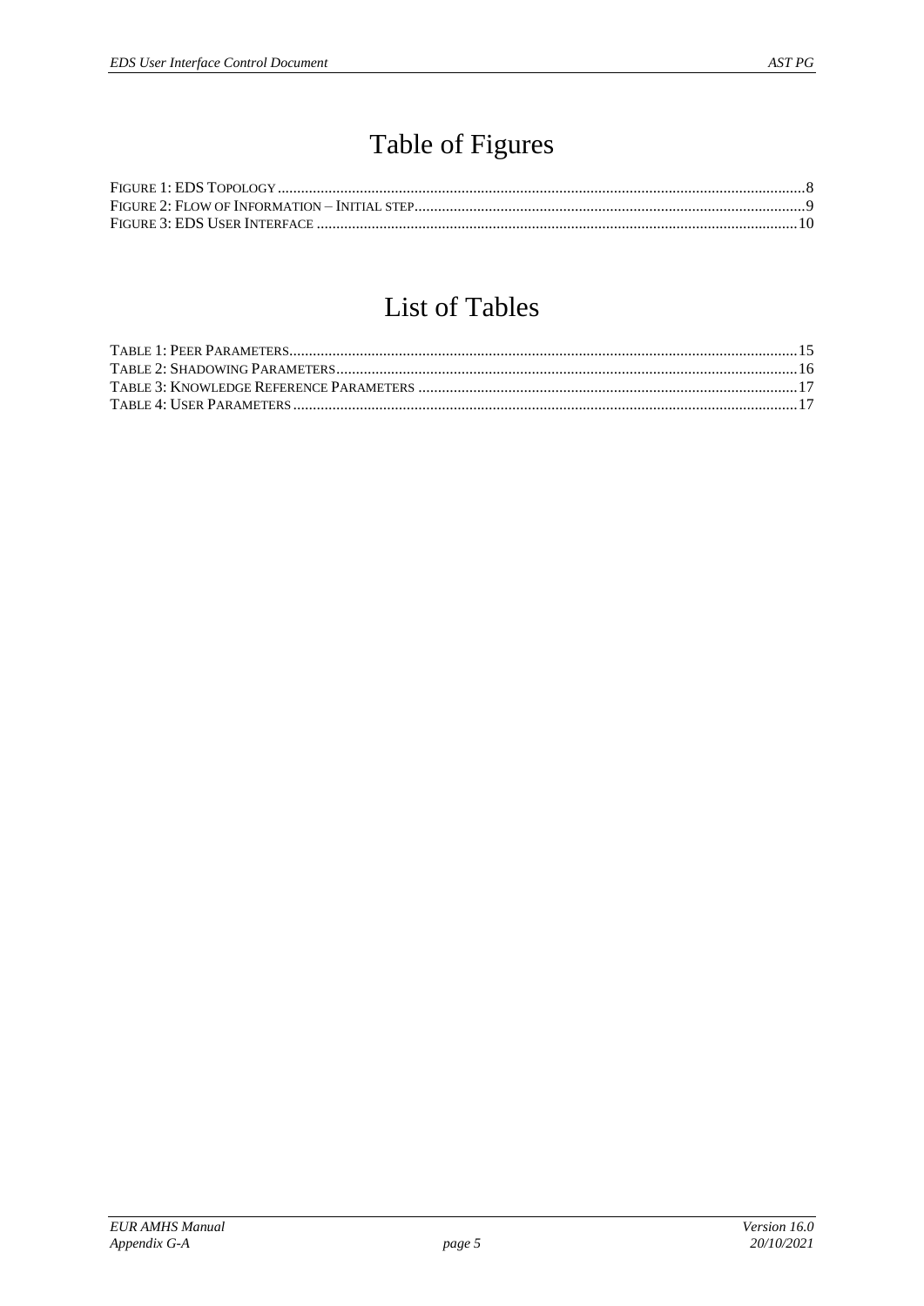# Table of Figures

Figure 1: EDS Topology .....................................................................................................................................8
Figure 2: Flow of Information – Initial step..................................................................................................9
Figure 3: EDS User Interface .........................................................................................................................10

# List of Tables

Table 1: Peer Parameters................................................................................................................................15
Table 2: Shadowing Parameters....................................................................................................................16
Table 3: Knowledge Reference Parameters ................................................................................................17
Table 4: User Parameters...............................................................................................................................17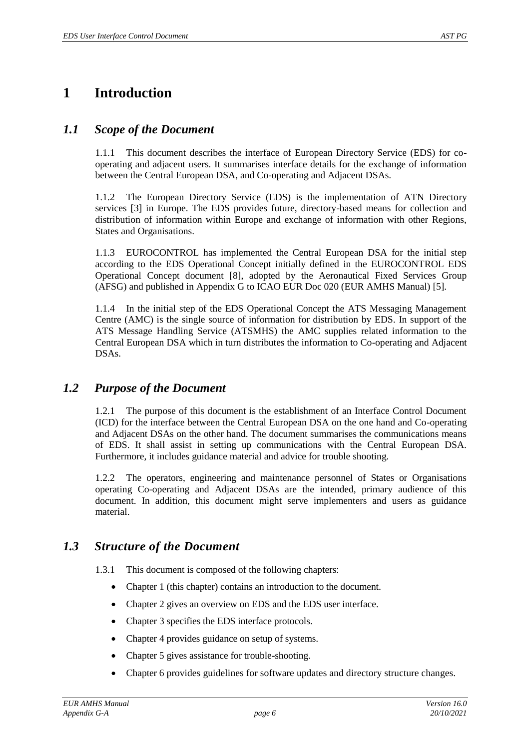# 1 Introduction

## *1.1 Scope of the Document*

1.1.1 This document describes the interface of European Directory Service (EDS) for co-operating and adjacent users. It summarises interface details for the exchange of information between the Central European DSA, and Co-operating and Adjacent DSAs.

1.1.2 The European Directory Service (EDS) is the implementation of ATN Directory services [3] in Europe. The EDS provides future, directory-based means for collection and distribution of information within Europe and exchange of information with other Regions, States and Organisations.

1.1.3 EUROCONTROL has implemented the Central European DSA for the initial step according to the EDS Operational Concept initially defined in the EUROCONTROL EDS Operational Concept document [8], adopted by the Aeronautical Fixed Services Group (AFSG) and published in Appendix G to ICAO EUR Doc 020 (EUR AMHS Manual) [5].

1.1.4 In the initial step of the EDS Operational Concept the ATS Messaging Management Centre (AMC) is the single source of information for distribution by EDS. In support of the ATS Message Handling Service (ATSMHS) the AMC supplies related information to the Central European DSA which in turn distributes the information to Co-operating and Adjacent DSAs.

## *1.2 Purpose of the Document*

1.2.1 The purpose of this document is the establishment of an Interface Control Document (ICD) for the interface between the Central European DSA on the one hand and Co-operating and Adjacent DSAs on the other hand. The document summarises the communications means of EDS. It shall assist in setting up communications with the Central European DSA. Furthermore, it includes guidance material and advice for trouble shooting.

1.2.2 The operators, engineering and maintenance personnel of States or Organisations operating Co-operating and Adjacent DSAs are the intended, primary audience of this document. In addition, this document might serve implementers and users as guidance material.

## *1.3 Structure of the Document*

1.3.1 This document is composed of the following chapters:

- Chapter 1 (this chapter) contains an introduction to the document.
- Chapter 2 gives an overview on EDS and the EDS user interface.
- Chapter 3 specifies the EDS interface protocols.
- Chapter 4 provides guidance on setup of systems.
- Chapter 5 gives assistance for trouble-shooting.
- Chapter 6 provides guidelines for software updates and directory structure changes.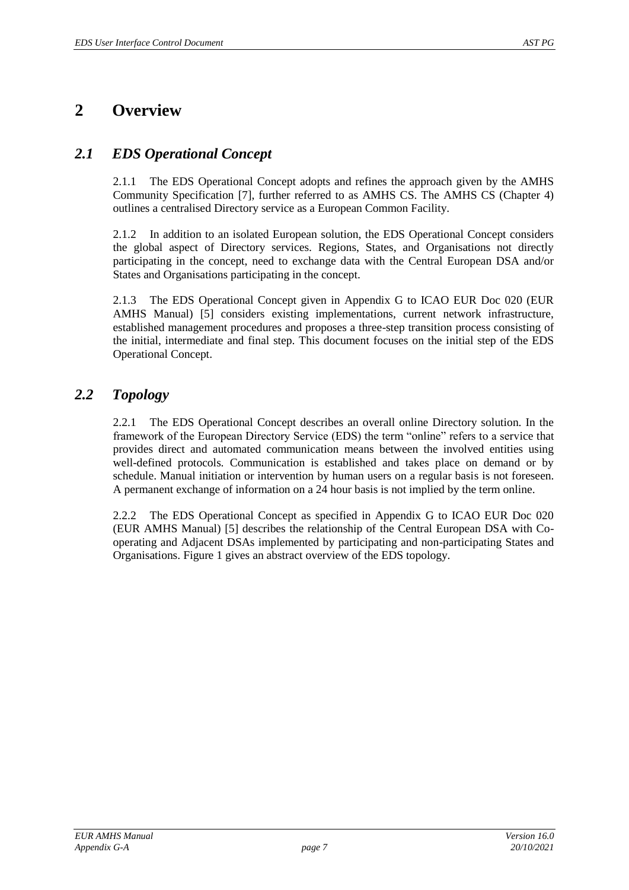# 2 Overview

## *2.1 EDS Operational Concept*

2.1.1 The EDS Operational Concept adopts and refines the approach given by the AMHS Community Specification [7], further referred to as AMHS CS. The AMHS CS (Chapter 4) outlines a centralised Directory service as a European Common Facility.

2.1.2 In addition to an isolated European solution, the EDS Operational Concept considers the global aspect of Directory services. Regions, States, and Organisations not directly participating in the concept, need to exchange data with the Central European DSA and/or States and Organisations participating in the concept.

2.1.3 The EDS Operational Concept given in Appendix G to ICAO EUR Doc 020 (EUR AMHS Manual) [5] considers existing implementations, current network infrastructure, established management procedures and proposes a three-step transition process consisting of the initial, intermediate and final step. This document focuses on the initial step of the EDS Operational Concept.

## *2.2 Topology*

2.2.1 The EDS Operational Concept describes an overall online Directory solution. In the framework of the European Directory Service (EDS) the term "online" refers to a service that provides direct and automated communication means between the involved entities using well-defined protocols. Communication is established and takes place on demand or by schedule. Manual initiation or intervention by human users on a regular basis is not foreseen. A permanent exchange of information on a 24 hour basis is not implied by the term online.

2.2.2 The EDS Operational Concept as specified in Appendix G to ICAO EUR Doc 020 (EUR AMHS Manual) [5] describes the relationship of the Central European DSA with Co-operating and Adjacent DSAs implemented by participating and non-participating States and Organisations. Figure 1 gives an abstract overview of the EDS topology.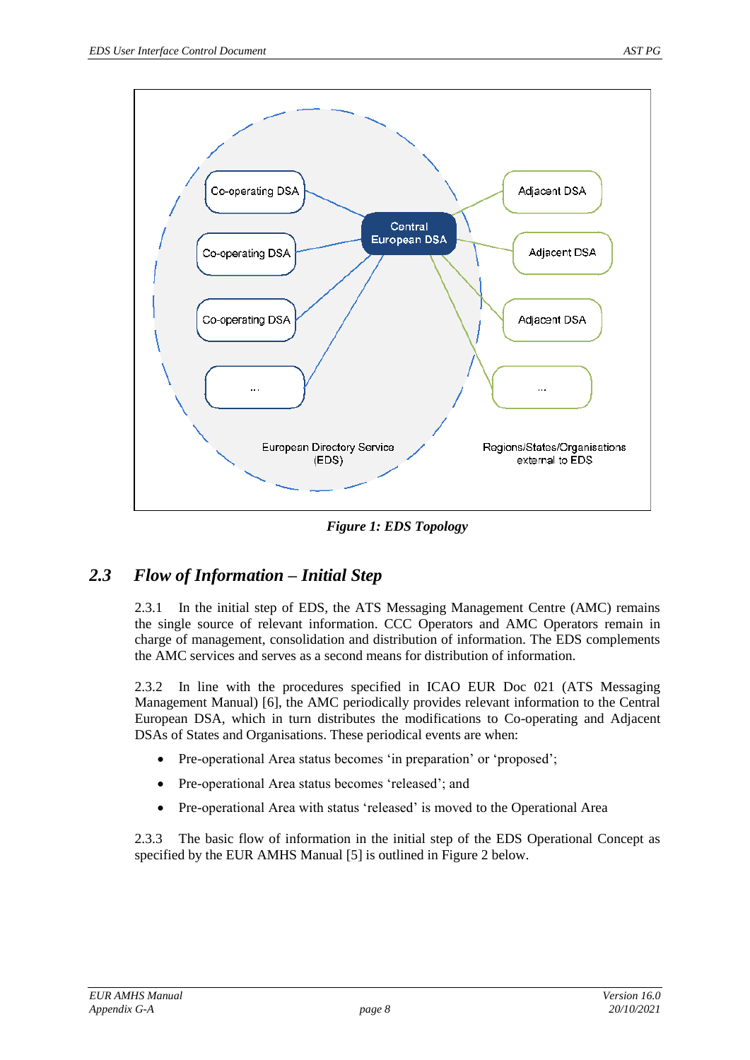Co-operating DSA

Co-operating DSA

Co-operating DSA

...

Central European DSA

Adjacent DSA

Adjacent DSA

Adjacent DSA

...

European Directory Service (EDS)

Regions/States/Organisations external to EDS

*Figure 1: EDS Topology*

## 2.3 Flow of Information – Initial Step

2.3.1 In the initial step of EDS, the ATS Messaging Management Centre (AMC) remains the single source of relevant information. CCC Operators and AMC Operators remain in charge of management, consolidation and distribution of information. The EDS complements the AMC services and serves as a second means for distribution of information.

2.3.2 In line with the procedures specified in ICAO EUR Doc 021 (ATS Messaging Management Manual) [6], the AMC periodically provides relevant information to the Central European DSA, which in turn distributes the modifications to Co-operating and Adjacent DSAs of States and Organisations. These periodical events are when:

- Pre-operational Area status becomes 'in preparation' or 'proposed';
- Pre-operational Area status becomes 'released'; and
- Pre-operational Area with status 'released' is moved to the Operational Area

2.3.3 The basic flow of information in the initial step of the EDS Operational Concept as specified by the EUR AMHS Manual [5] is outlined in Figure 2 below.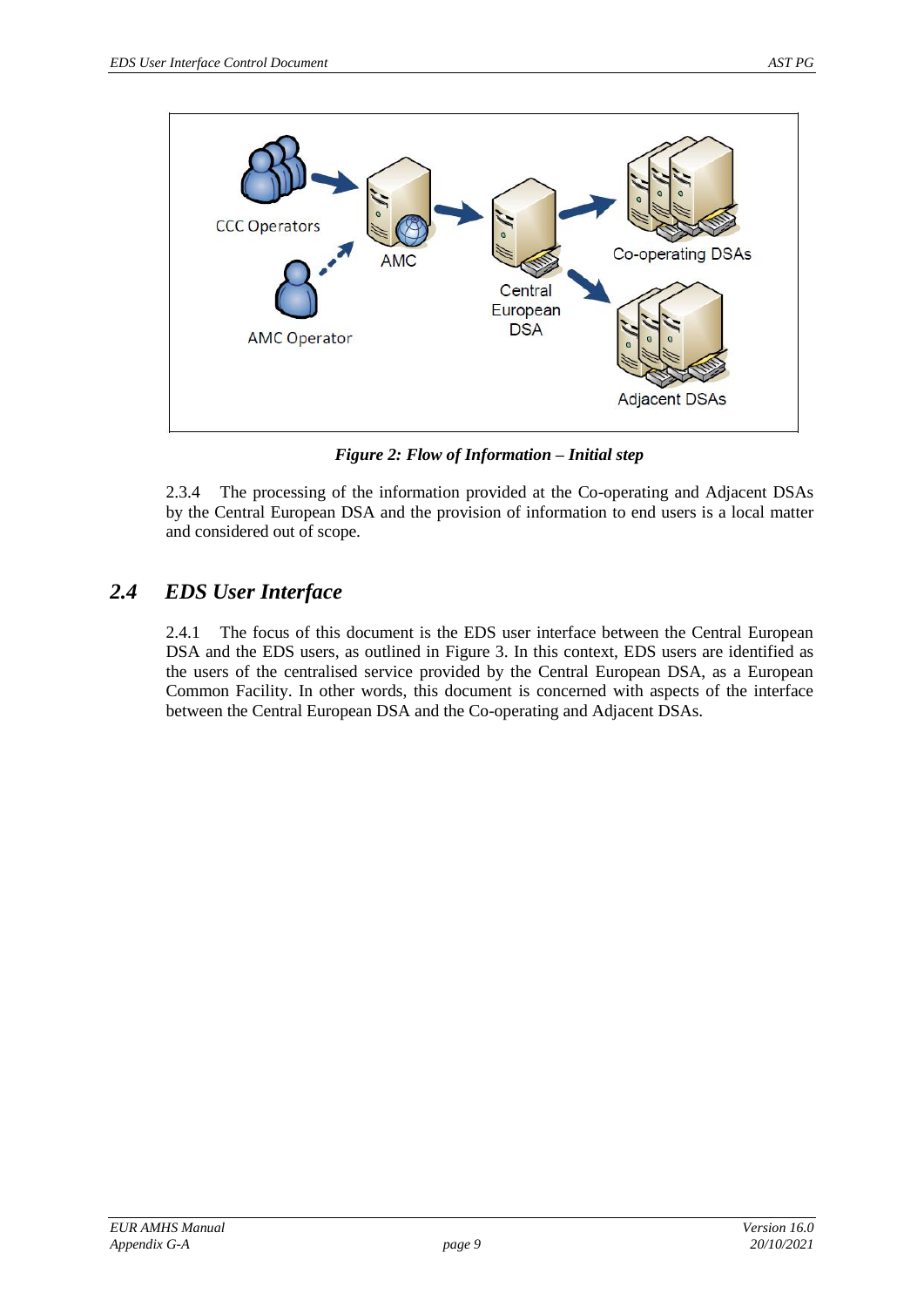CCC Operators

AMC Operator

AMC

Central European DSA

Co-operating DSAs

Adjacent DSAs

*Figure 2: Flow of Information – Initial step*

2.3.4 The processing of the information provided at the Co-operating and Adjacent DSAs by the Central European DSA and the provision of information to end users is a local matter and considered out of scope.

## *2.4 EDS User Interface*

2.4.1 The focus of this document is the EDS user interface between the Central European DSA and the EDS users, as outlined in Figure 3. In this context, EDS users are identified as the users of the centralised service provided by the Central European DSA, as a European Common Facility. In other words, this document is concerned with aspects of the interface between the Central European DSA and the Co-operating and Adjacent DSAs.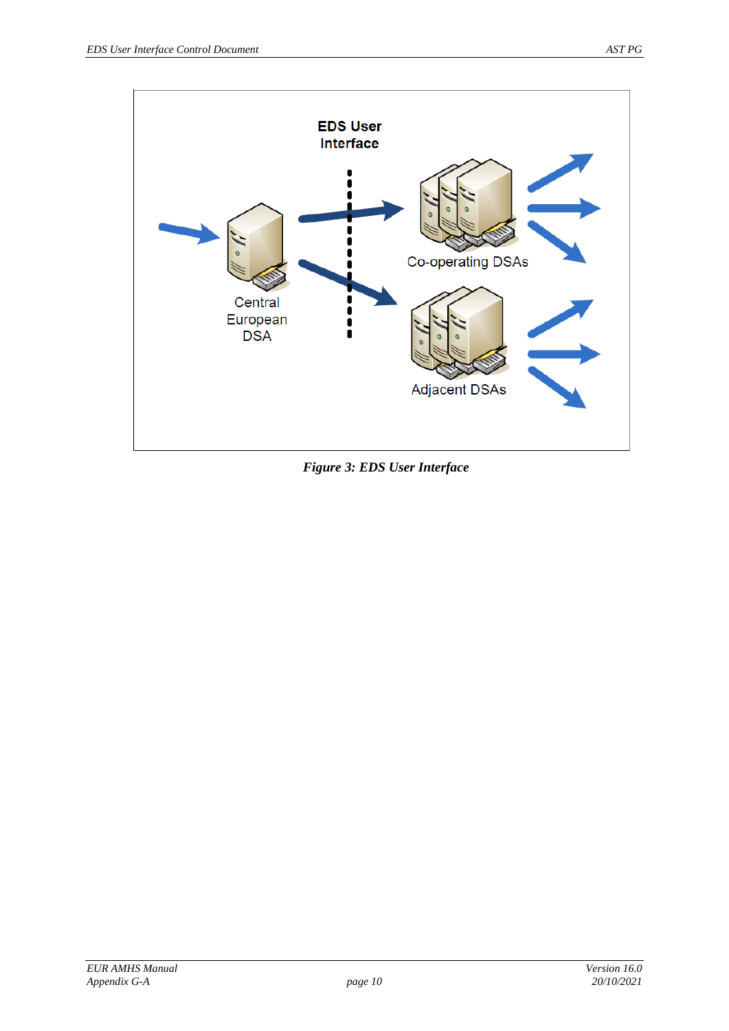EDS User Interface

Central European DSA

Co-operating DSAs

Adjacent DSAs

*Figure 3: EDS User Interface*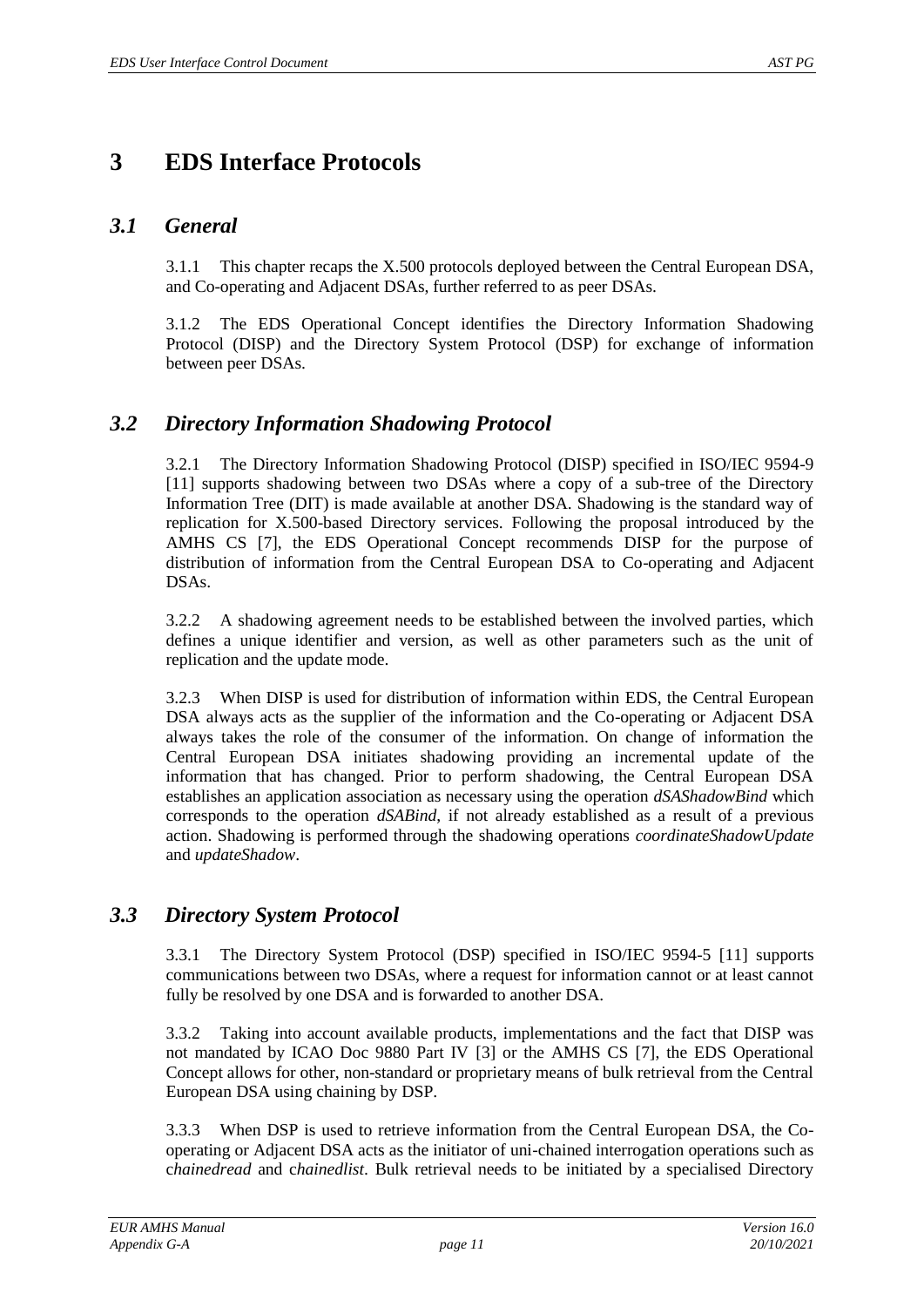# 3 EDS Interface Protocols

## 3.1 General

3.1.1 This chapter recaps the X.500 protocols deployed between the Central European DSA, and Co-operating and Adjacent DSAs, further referred to as peer DSAs.

3.1.2 The EDS Operational Concept identifies the Directory Information Shadowing Protocol (DISP) and the Directory System Protocol (DSP) for exchange of information between peer DSAs.

## 3.2 Directory Information Shadowing Protocol

3.2.1 The Directory Information Shadowing Protocol (DISP) specified in ISO/IEC 9594-9 [11] supports shadowing between two DSAs where a copy of a sub-tree of the Directory Information Tree (DIT) is made available at another DSA. Shadowing is the standard way of replication for X.500-based Directory services. Following the proposal introduced by the AMHS CS [7], the EDS Operational Concept recommends DISP for the purpose of distribution of information from the Central European DSA to Co-operating and Adjacent DSAs.

3.2.2 A shadowing agreement needs to be established between the involved parties, which defines a unique identifier and version, as well as other parameters such as the unit of replication and the update mode.

3.2.3 When DISP is used for distribution of information within EDS, the Central European DSA always acts as the supplier of the information and the Co-operating or Adjacent DSA always takes the role of the consumer of the information. On change of information the Central European DSA initiates shadowing providing an incremental update of the information that has changed. Prior to perform shadowing, the Central European DSA establishes an application association as necessary using the operation *dSAShadowBind* which corresponds to the operation *dSABind*, if not already established as a result of a previous action. Shadowing is performed through the shadowing operations *coordinateShadowUpdate* and *updateShadow*.

## 3.3 Directory System Protocol

3.3.1 The Directory System Protocol (DSP) specified in ISO/IEC 9594-5 [11] supports communications between two DSAs, where a request for information cannot or at least cannot fully be resolved by one DSA and is forwarded to another DSA.

3.3.2 Taking into account available products, implementations and the fact that DISP was not mandated by ICAO Doc 9880 Part IV [3] or the AMHS CS [7], the EDS Operational Concept allows for other, non-standard or proprietary means of bulk retrieval from the Central European DSA using chaining by DSP.

3.3.3 When DSP is used to retrieve information from the Central European DSA, the Co-operating or Adjacent DSA acts as the initiator of uni-chained interrogation operations such as c*hainedread* and c*hainedlist*. Bulk retrieval needs to be initiated by a specialised Directory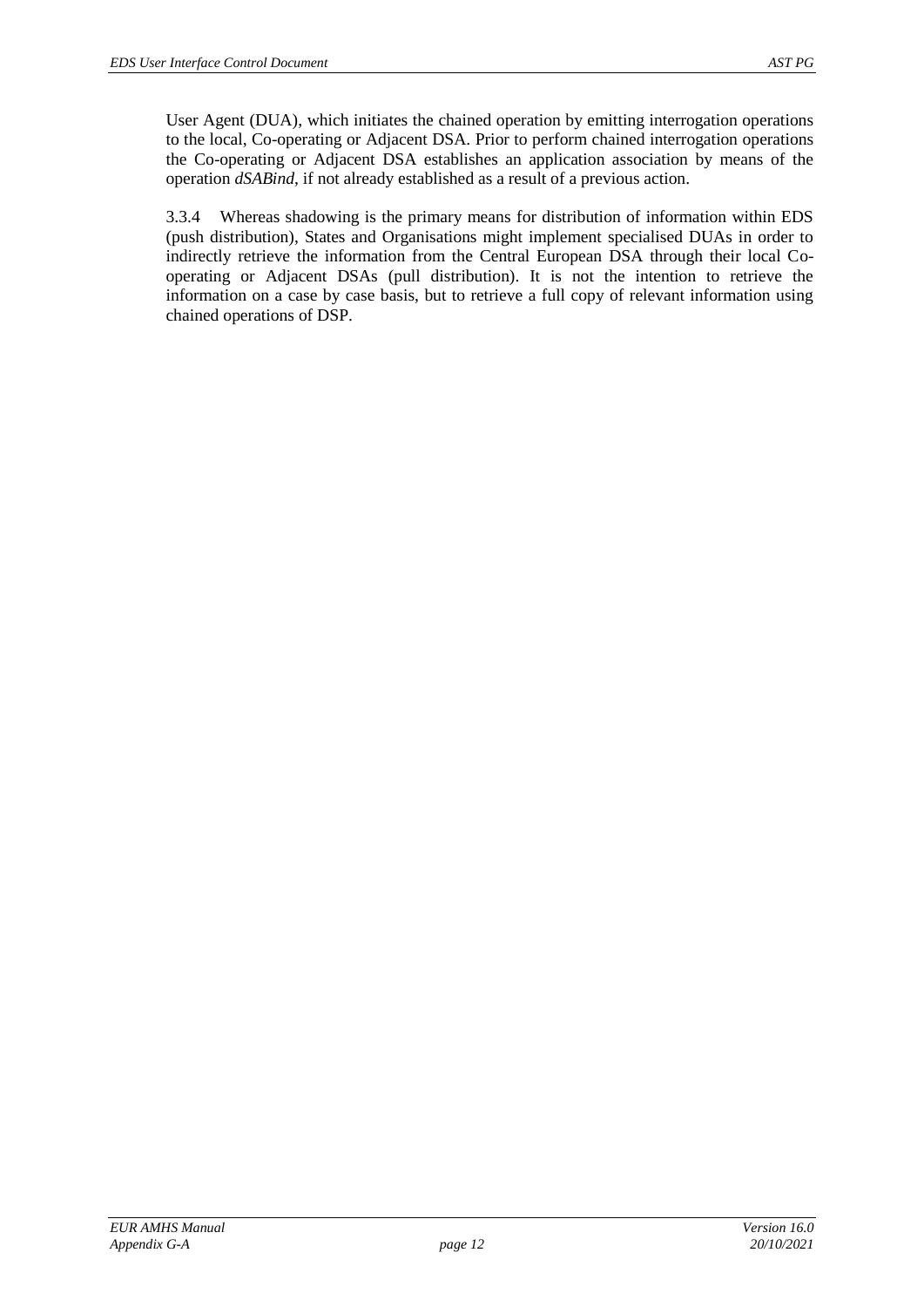User Agent (DUA), which initiates the chained operation by emitting interrogation operations to the local, Co-operating or Adjacent DSA. Prior to perform chained interrogation operations the Co-operating or Adjacent DSA establishes an application association by means of the operation *dSABind*, if not already established as a result of a previous action.

3.3.4 Whereas shadowing is the primary means for distribution of information within EDS (push distribution), States and Organisations might implement specialised DUAs in order to indirectly retrieve the information from the Central European DSA through their local Co-operating or Adjacent DSAs (pull distribution). It is not the intention to retrieve the information on a case by case basis, but to retrieve a full copy of relevant information using chained operations of DSP.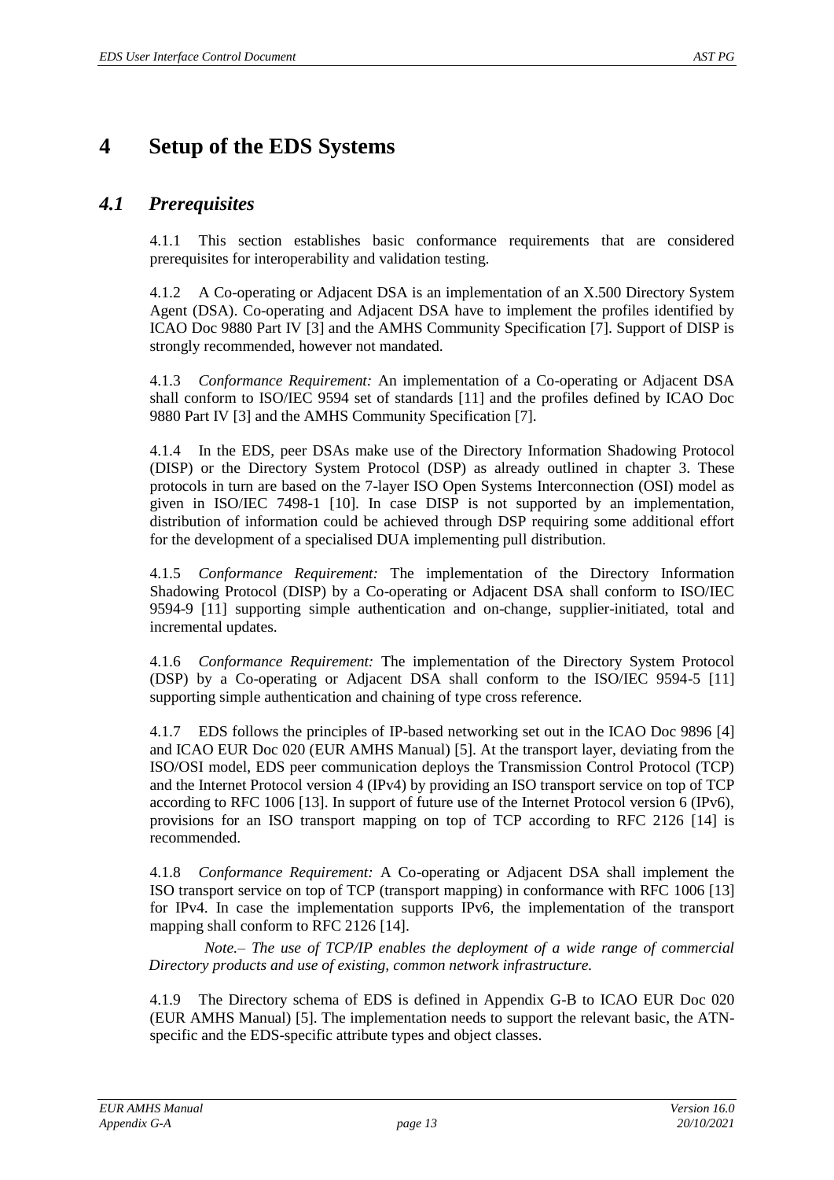# 4 Setup of the EDS Systems

## *4.1 Prerequisites*

4.1.1 This section establishes basic conformance requirements that are considered prerequisites for interoperability and validation testing.

4.1.2 A Co-operating or Adjacent DSA is an implementation of an X.500 Directory System Agent (DSA). Co-operating and Adjacent DSA have to implement the profiles identified by ICAO Doc 9880 Part IV [3] and the AMHS Community Specification [7]. Support of DISP is strongly recommended, however not mandated.

4.1.3 *Conformance Requirement:* An implementation of a Co-operating or Adjacent DSA shall conform to ISO/IEC 9594 set of standards [11] and the profiles defined by ICAO Doc 9880 Part IV [3] and the AMHS Community Specification [7].

4.1.4 In the EDS, peer DSAs make use of the Directory Information Shadowing Protocol (DISP) or the Directory System Protocol (DSP) as already outlined in chapter 3. These protocols in turn are based on the 7-layer ISO Open Systems Interconnection (OSI) model as given in ISO/IEC 7498-1 [10]. In case DISP is not supported by an implementation, distribution of information could be achieved through DSP requiring some additional effort for the development of a specialised DUA implementing pull distribution.

4.1.5 *Conformance Requirement:* The implementation of the Directory Information Shadowing Protocol (DISP) by a Co-operating or Adjacent DSA shall conform to ISO/IEC 9594-9 [11] supporting simple authentication and on-change, supplier-initiated, total and incremental updates.

4.1.6 *Conformance Requirement:* The implementation of the Directory System Protocol (DSP) by a Co-operating or Adjacent DSA shall conform to the ISO/IEC 9594-5 [11] supporting simple authentication and chaining of type cross reference.

4.1.7 EDS follows the principles of IP-based networking set out in the ICAO Doc 9896 [4] and ICAO EUR Doc 020 (EUR AMHS Manual) [5]. At the transport layer, deviating from the ISO/OSI model, EDS peer communication deploys the Transmission Control Protocol (TCP) and the Internet Protocol version 4 (IPv4) by providing an ISO transport service on top of TCP according to RFC 1006 [13]. In support of future use of the Internet Protocol version 6 (IPv6), provisions for an ISO transport mapping on top of TCP according to RFC 2126 [14] is recommended.

4.1.8 *Conformance Requirement:* A Co-operating or Adjacent DSA shall implement the ISO transport service on top of TCP (transport mapping) in conformance with RFC 1006 [13] for IPv4. In case the implementation supports IPv6, the implementation of the transport mapping shall conform to RFC 2126 [14].

*Note.– The use of TCP/IP enables the deployment of a wide range of commercial Directory products and use of existing, common network infrastructure.*

4.1.9 The Directory schema of EDS is defined in Appendix G-B to ICAO EUR Doc 020 (EUR AMHS Manual) [5]. The implementation needs to support the relevant basic, the ATN-specific and the EDS-specific attribute types and object classes.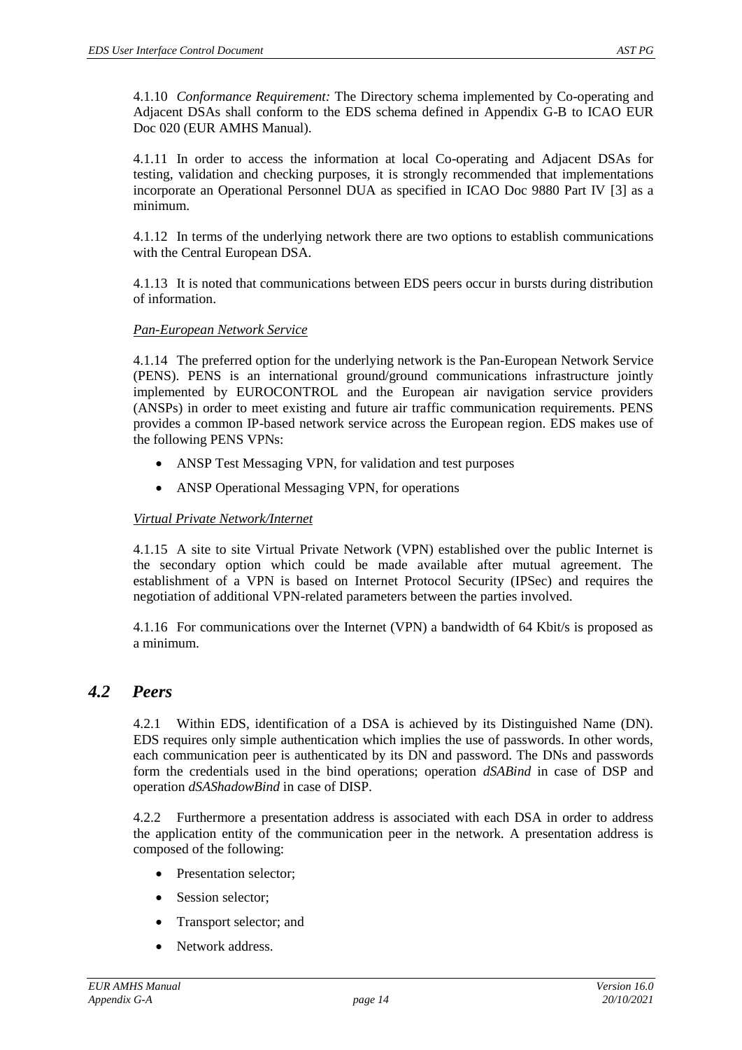4.1.10 *Conformance Requirement:* The Directory schema implemented by Co-operating and Adjacent DSAs shall conform to the EDS schema defined in Appendix G-B to ICAO EUR Doc 020 (EUR AMHS Manual).

4.1.11 In order to access the information at local Co-operating and Adjacent DSAs for testing, validation and checking purposes, it is strongly recommended that implementations incorporate an Operational Personnel DUA as specified in ICAO Doc 9880 Part IV [3] as a minimum.

4.1.12 In terms of the underlying network there are two options to establish communications with the Central European DSA.

4.1.13 It is noted that communications between EDS peers occur in bursts during distribution of information.

*Pan-European Network Service*

4.1.14 The preferred option for the underlying network is the Pan-European Network Service (PENS). PENS is an international ground/ground communications infrastructure jointly implemented by EUROCONTROL and the European air navigation service providers (ANSPs) in order to meet existing and future air traffic communication requirements. PENS provides a common IP-based network service across the European region. EDS makes use of the following PENS VPNs:

- ANSP Test Messaging VPN, for validation and test purposes
- ANSP Operational Messaging VPN, for operations

*Virtual Private Network/Internet*

4.1.15 A site to site Virtual Private Network (VPN) established over the public Internet is the secondary option which could be made available after mutual agreement. The establishment of a VPN is based on Internet Protocol Security (IPSec) and requires the negotiation of additional VPN-related parameters between the parties involved.

4.1.16 For communications over the Internet (VPN) a bandwidth of 64 Kbit/s is proposed as a minimum.

## 4.2 Peers

4.2.1 Within EDS, identification of a DSA is achieved by its Distinguished Name (DN). EDS requires only simple authentication which implies the use of passwords. In other words, each communication peer is authenticated by its DN and password. The DNs and passwords form the credentials used in the bind operations; operation *dSABind* in case of DSP and operation *dSAShadowBind* in case of DISP.

4.2.2 Furthermore a presentation address is associated with each DSA in order to address the application entity of the communication peer in the network. A presentation address is composed of the following:

- Presentation selector;
- Session selector;
- Transport selector; and
- Network address.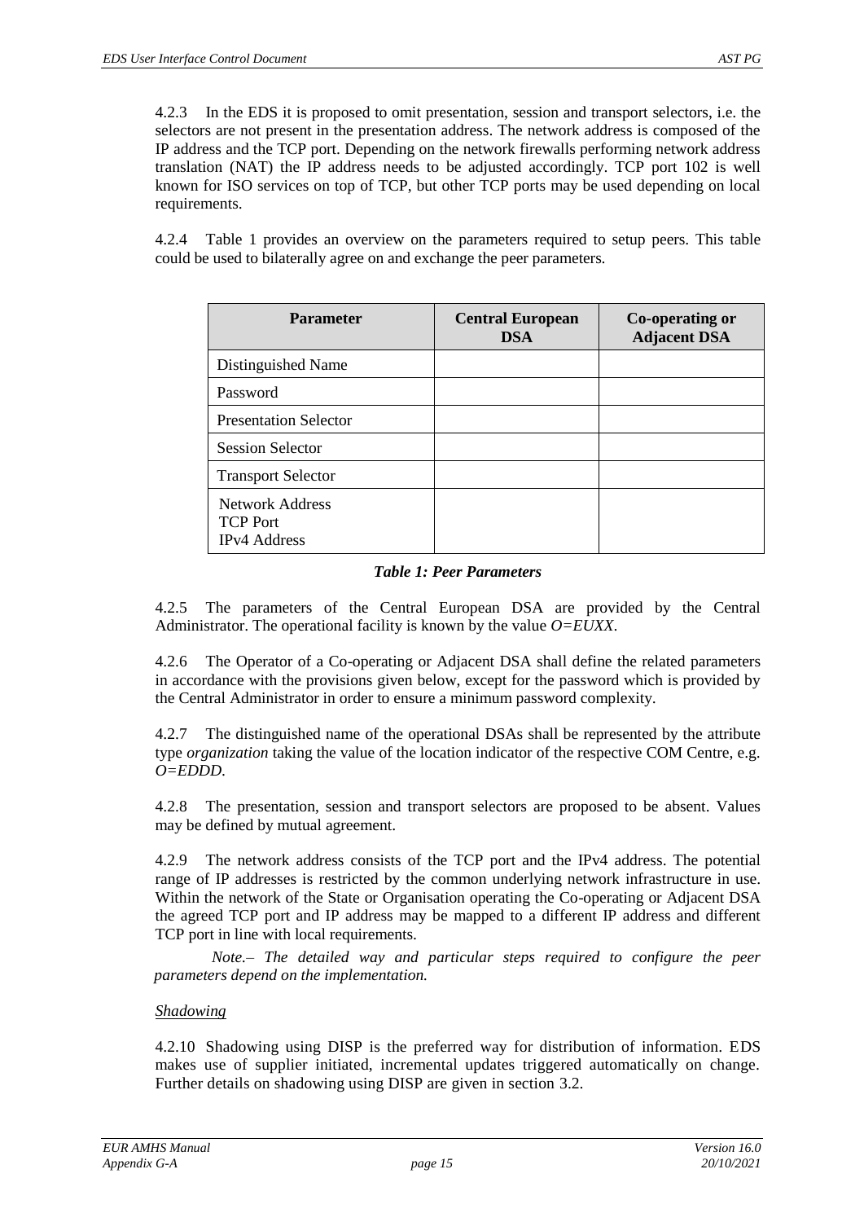4.2.3 In the EDS it is proposed to omit presentation, session and transport selectors, i.e. the selectors are not present in the presentation address. The network address is composed of the IP address and the TCP port. Depending on the network firewalls performing network address translation (NAT) the IP address needs to be adjusted accordingly. TCP port 102 is well known for ISO services on top of TCP, but other TCP ports may be used depending on local requirements.

4.2.4 Table 1 provides an overview on the parameters required to setup peers. This table could be used to bilaterally agree on and exchange the peer parameters.

| Parameter | Central European DSA | Co-operating or Adjacent DSA |
|---|---|---|
| Distinguished Name | | |
| Password | | |
| Presentation Selector | | |
| Session Selector | | |
| Transport Selector | | |
| Network Address<br>TCP Port<br>IPv4 Address | | |

***Table 1: Peer Parameters***

4.2.5 The parameters of the Central European DSA are provided by the Central Administrator. The operational facility is known by the value *O=EUXX*.

4.2.6 The Operator of a Co-operating or Adjacent DSA shall define the related parameters in accordance with the provisions given below, except for the password which is provided by the Central Administrator in order to ensure a minimum password complexity.

4.2.7 The distinguished name of the operational DSAs shall be represented by the attribute type *organization* taking the value of the location indicator of the respective COM Centre, e.g. *O=EDDD*.

4.2.8 The presentation, session and transport selectors are proposed to be absent. Values may be defined by mutual agreement.

4.2.9 The network address consists of the TCP port and the IPv4 address. The potential range of IP addresses is restricted by the common underlying network infrastructure in use. Within the network of the State or Organisation operating the Co-operating or Adjacent DSA the agreed TCP port and IP address may be mapped to a different IP address and different TCP port in line with local requirements.

*Note.– The detailed way and particular steps required to configure the peer parameters depend on the implementation.*

*Shadowing*

4.2.10 Shadowing using DISP is the preferred way for distribution of information. EDS makes use of supplier initiated, incremental updates triggered automatically on change. Further details on shadowing using DISP are given in section 3.2.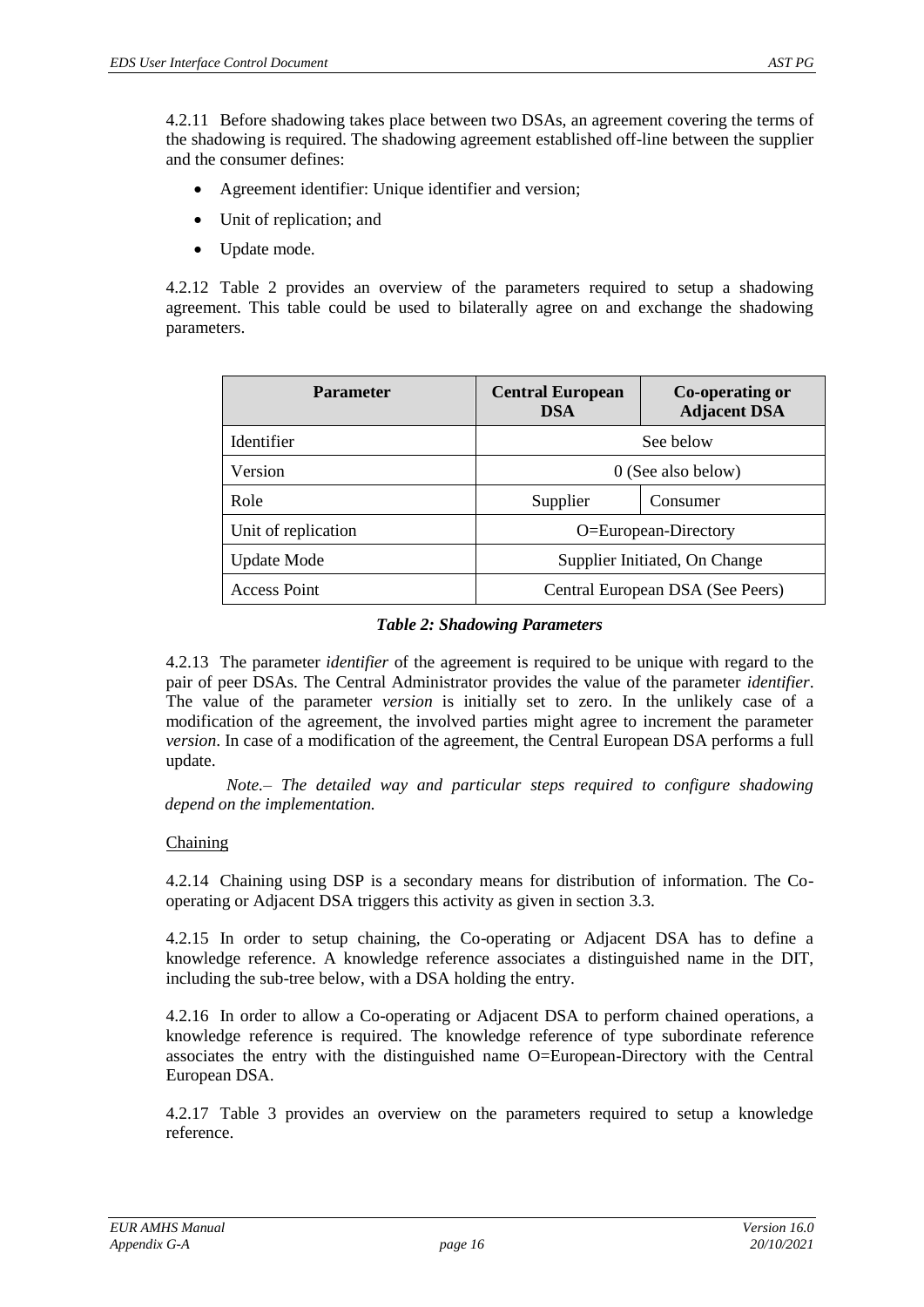4.2.11 Before shadowing takes place between two DSAs, an agreement covering the terms of the shadowing is required. The shadowing agreement established off-line between the supplier and the consumer defines:

- Agreement identifier: Unique identifier and version;
- Unit of replication; and
- Update mode.

4.2.12 Table 2 provides an overview of the parameters required to setup a shadowing agreement. This table could be used to bilaterally agree on and exchange the shadowing parameters.

| Parameter | Central European DSA | Co-operating or Adjacent DSA |
|---|---|---|
| Identifier | See below | |
| Version | 0 (See also below) | |
| Role | Supplier | Consumer |
| Unit of replication | O=European-Directory | |
| Update Mode | Supplier Initiated, On Change | |
| Access Point | Central European DSA (See Peers) | |

***Table 2: Shadowing Parameters***

4.2.13 The parameter *identifier* of the agreement is required to be unique with regard to the pair of peer DSAs. The Central Administrator provides the value of the parameter *identifier*. The value of the parameter *version* is initially set to zero. In the unlikely case of a modification of the agreement, the involved parties might agree to increment the parameter *version*. In case of a modification of the agreement, the Central European DSA performs a full update.

*Note.– The detailed way and particular steps required to configure shadowing depend on the implementation.*

<u>Chaining</u>

4.2.14 Chaining using DSP is a secondary means for distribution of information. The Co-operating or Adjacent DSA triggers this activity as given in section 3.3.

4.2.15 In order to setup chaining, the Co-operating or Adjacent DSA has to define a knowledge reference. A knowledge reference associates a distinguished name in the DIT, including the sub-tree below, with a DSA holding the entry.

4.2.16 In order to allow a Co-operating or Adjacent DSA to perform chained operations, a knowledge reference is required. The knowledge reference of type subordinate reference associates the entry with the distinguished name O=European-Directory with the Central European DSA.

4.2.17 Table 3 provides an overview on the parameters required to setup a knowledge reference.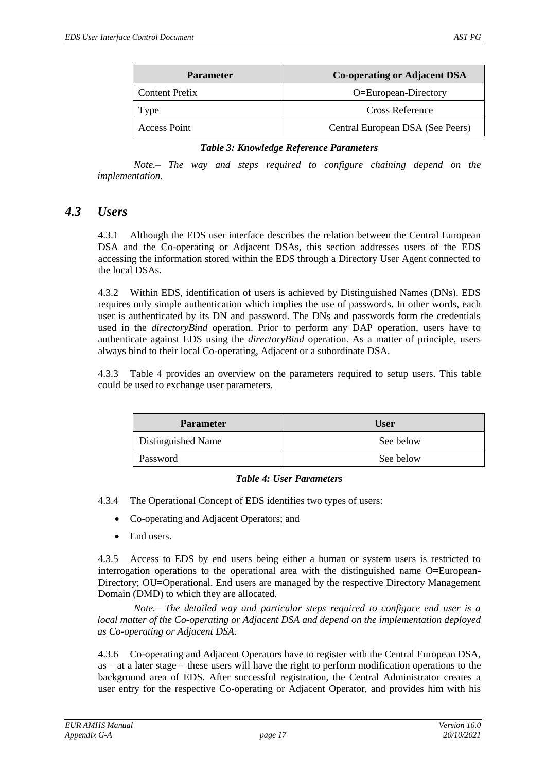| Parameter | Co-operating or Adjacent DSA |
| --- | --- |
| Content Prefix | O=European-Directory |
| Type | Cross Reference |
| Access Point | Central European DSA (See Peers) |

***Table 3: Knowledge Reference Parameters***

*Note.– The way and steps required to configure chaining depend on the implementation.*

## *4.3 Users*

4.3.1 Although the EDS user interface describes the relation between the Central European DSA and the Co-operating or Adjacent DSAs, this section addresses users of the EDS accessing the information stored within the EDS through a Directory User Agent connected to the local DSAs.

4.3.2 Within EDS, identification of users is achieved by Distinguished Names (DNs). EDS requires only simple authentication which implies the use of passwords. In other words, each user is authenticated by its DN and password. The DNs and passwords form the credentials used in the *directoryBind* operation. Prior to perform any DAP operation, users have to authenticate against EDS using the *directoryBind* operation. As a matter of principle, users always bind to their local Co-operating, Adjacent or a subordinate DSA.

4.3.3 Table 4 provides an overview on the parameters required to setup users. This table could be used to exchange user parameters.

| Parameter | User |
| --- | --- |
| Distinguished Name | See below |
| Password | See below |

***Table 4: User Parameters***

4.3.4 The Operational Concept of EDS identifies two types of users:

- Co-operating and Adjacent Operators; and
- End users.

4.3.5 Access to EDS by end users being either a human or system users is restricted to interrogation operations to the operational area with the distinguished name O=European-Directory; OU=Operational. End users are managed by the respective Directory Management Domain (DMD) to which they are allocated.

*Note.– The detailed way and particular steps required to configure end user is a local matter of the Co-operating or Adjacent DSA and depend on the implementation deployed as Co-operating or Adjacent DSA.*

4.3.6 Co-operating and Adjacent Operators have to register with the Central European DSA, as – at a later stage – these users will have the right to perform modification operations to the background area of EDS. After successful registration, the Central Administrator creates a user entry for the respective Co-operating or Adjacent Operator, and provides him with his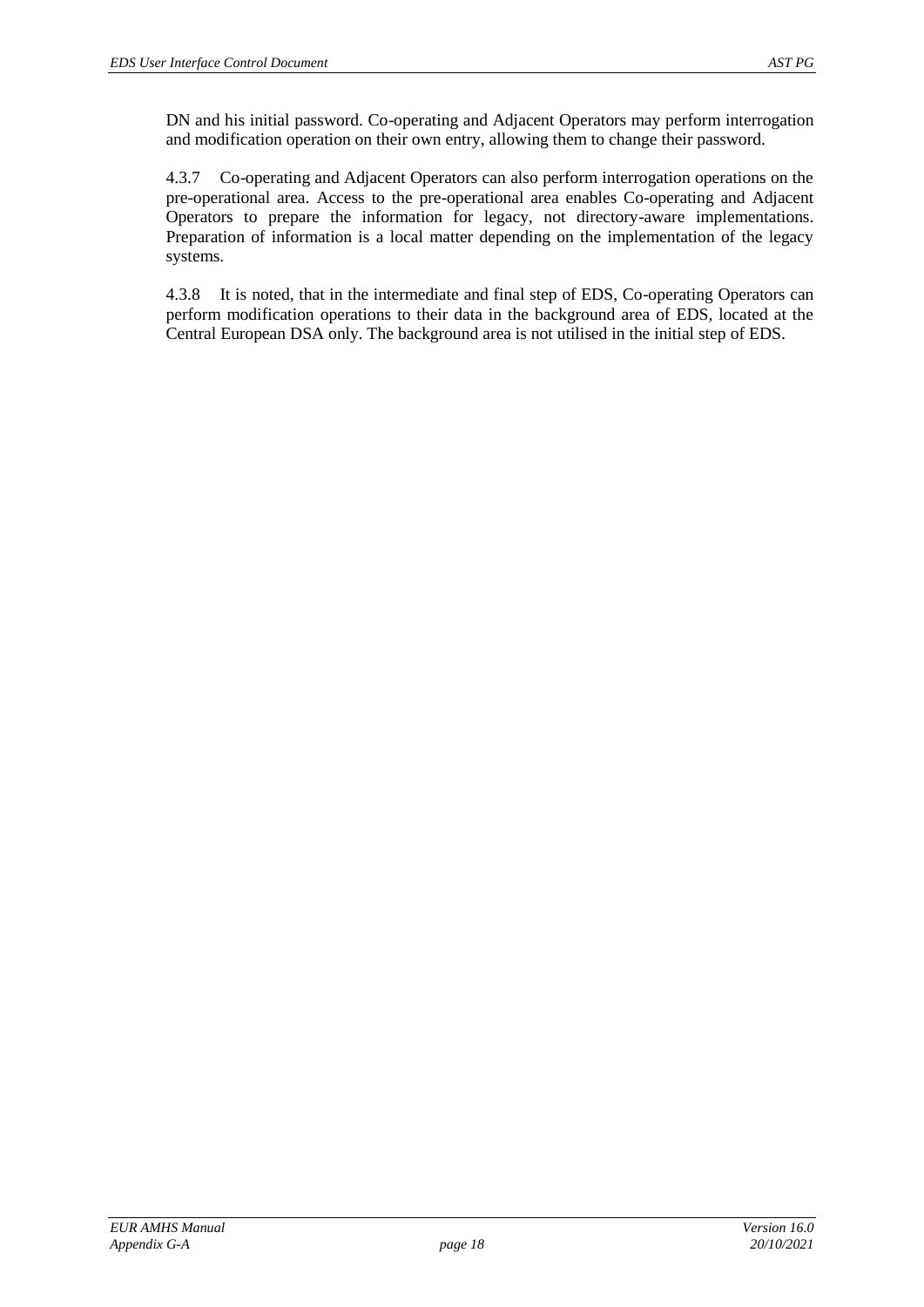DN and his initial password. Co-operating and Adjacent Operators may perform interrogation and modification operation on their own entry, allowing them to change their password.

4.3.7 Co-operating and Adjacent Operators can also perform interrogation operations on the pre-operational area. Access to the pre-operational area enables Co-operating and Adjacent Operators to prepare the information for legacy, not directory-aware implementations. Preparation of information is a local matter depending on the implementation of the legacy systems.

4.3.8 It is noted, that in the intermediate and final step of EDS, Co-operating Operators can perform modification operations to their data in the background area of EDS, located at the Central European DSA only. The background area is not utilised in the initial step of EDS.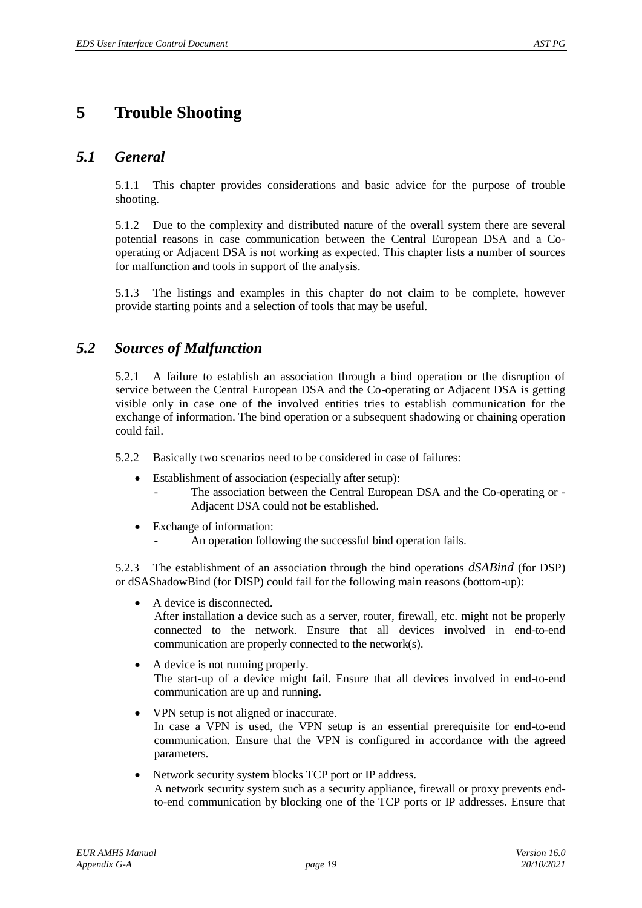# 5 Trouble Shooting

## *5.1 General*

5.1.1 This chapter provides considerations and basic advice for the purpose of trouble shooting.

5.1.2 Due to the complexity and distributed nature of the overall system there are several potential reasons in case communication between the Central European DSA and a Co-operating or Adjacent DSA is not working as expected. This chapter lists a number of sources for malfunction and tools in support of the analysis.

5.1.3 The listings and examples in this chapter do not claim to be complete, however provide starting points and a selection of tools that may be useful.

## *5.2 Sources of Malfunction*

5.2.1 A failure to establish an association through a bind operation or the disruption of service between the Central European DSA and the Co-operating or Adjacent DSA is getting visible only in case one of the involved entities tries to establish communication for the exchange of information. The bind operation or a subsequent shadowing or chaining operation could fail.

5.2.2 Basically two scenarios need to be considered in case of failures:

- Establishment of association (especially after setup):
  - The association between the Central European DSA and the Co-operating or - Adjacent DSA could not be established.
- Exchange of information:
  - An operation following the successful bind operation fails.

5.2.3 The establishment of an association through the bind operations *dSABind* (for DSP) or dSAShadowBind (for DISP) could fail for the following main reasons (bottom-up):

- A device is disconnected.
  After installation a device such as a server, router, firewall, etc. might not be properly connected to the network. Ensure that all devices involved in end-to-end communication are properly connected to the network(s).
- A device is not running properly.
  The start-up of a device might fail. Ensure that all devices involved in end-to-end communication are up and running.
- VPN setup is not aligned or inaccurate.
  In case a VPN is used, the VPN setup is an essential prerequisite for end-to-end communication. Ensure that the VPN is configured in accordance with the agreed parameters.
- Network security system blocks TCP port or IP address.
  A network security system such as a security appliance, firewall or proxy prevents end-to-end communication by blocking one of the TCP ports or IP addresses. Ensure that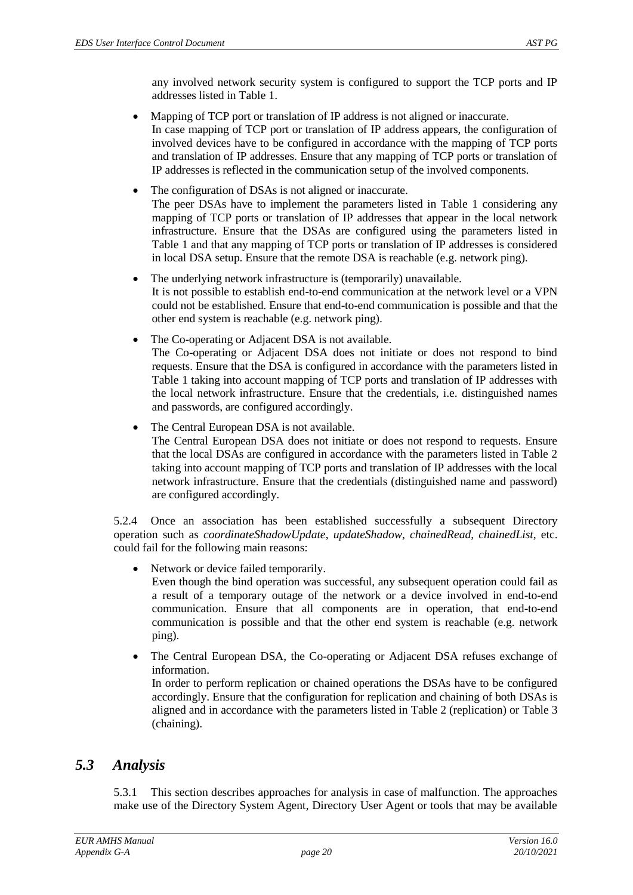any involved network security system is configured to support the TCP ports and IP addresses listed in Table 1.

- Mapping of TCP port or translation of IP address is not aligned or inaccurate.
  In case mapping of TCP port or translation of IP address appears, the configuration of involved devices have to be configured in accordance with the mapping of TCP ports and translation of IP addresses. Ensure that any mapping of TCP ports or translation of IP addresses is reflected in the communication setup of the involved components.
- The configuration of DSAs is not aligned or inaccurate.
  The peer DSAs have to implement the parameters listed in Table 1 considering any mapping of TCP ports or translation of IP addresses that appear in the local network infrastructure. Ensure that the DSAs are configured using the parameters listed in Table 1 and that any mapping of TCP ports or translation of IP addresses is considered in local DSA setup. Ensure that the remote DSA is reachable (e.g. network ping).
- The underlying network infrastructure is (temporarily) unavailable.
  It is not possible to establish end-to-end communication at the network level or a VPN could not be established. Ensure that end-to-end communication is possible and that the other end system is reachable (e.g. network ping).
- The Co-operating or Adjacent DSA is not available.
  The Co-operating or Adjacent DSA does not initiate or does not respond to bind requests. Ensure that the DSA is configured in accordance with the parameters listed in Table 1 taking into account mapping of TCP ports and translation of IP addresses with the local network infrastructure. Ensure that the credentials, i.e. distinguished names and passwords, are configured accordingly.
- The Central European DSA is not available.
  The Central European DSA does not initiate or does not respond to requests. Ensure that the local DSAs are configured in accordance with the parameters listed in Table 2 taking into account mapping of TCP ports and translation of IP addresses with the local network infrastructure. Ensure that the credentials (distinguished name and password) are configured accordingly.

5.2.4 Once an association has been established successfully a subsequent Directory operation such as *coordinateShadowUpdate*, *updateShadow*, *chainedRead*, *chainedList*, etc. could fail for the following main reasons:

- Network or device failed temporarily.
  Even though the bind operation was successful, any subsequent operation could fail as a result of a temporary outage of the network or a device involved in end-to-end communication. Ensure that all components are in operation, that end-to-end communication is possible and that the other end system is reachable (e.g. network ping).
- The Central European DSA, the Co-operating or Adjacent DSA refuses exchange of information.
  In order to perform replication or chained operations the DSAs have to be configured accordingly. Ensure that the configuration for replication and chaining of both DSAs is aligned and in accordance with the parameters listed in Table 2 (replication) or Table 3 (chaining).

## *5.3 Analysis*

5.3.1 This section describes approaches for analysis in case of malfunction. The approaches make use of the Directory System Agent, Directory User Agent or tools that may be available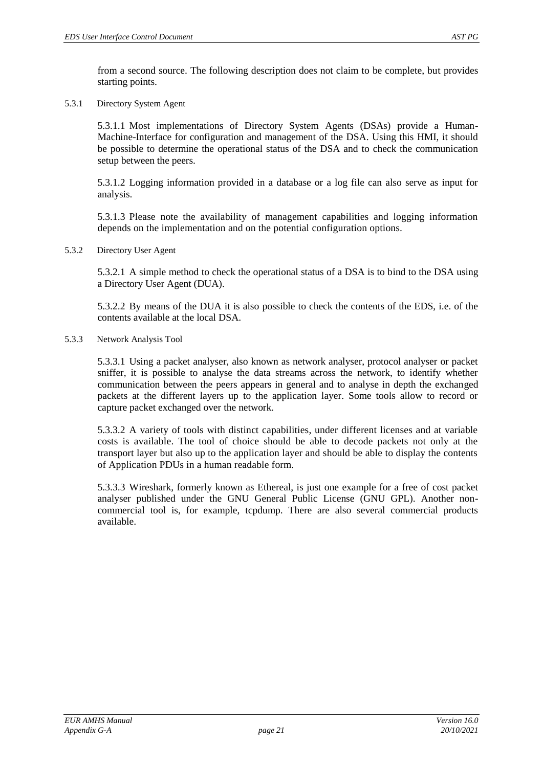from a second source. The following description does not claim to be complete, but provides starting points.

### 5.3.1 Directory System Agent

5.3.1.1 Most implementations of Directory System Agents (DSAs) provide a Human-Machine-Interface for configuration and management of the DSA. Using this HMI, it should be possible to determine the operational status of the DSA and to check the communication setup between the peers.

5.3.1.2 Logging information provided in a database or a log file can also serve as input for analysis.

5.3.1.3 Please note the availability of management capabilities and logging information depends on the implementation and on the potential configuration options.

### 5.3.2 Directory User Agent

5.3.2.1 A simple method to check the operational status of a DSA is to bind to the DSA using a Directory User Agent (DUA).

5.3.2.2 By means of the DUA it is also possible to check the contents of the EDS, i.e. of the contents available at the local DSA.

### 5.3.3 Network Analysis Tool

5.3.3.1 Using a packet analyser, also known as network analyser, protocol analyser or packet sniffer, it is possible to analyse the data streams across the network, to identify whether communication between the peers appears in general and to analyse in depth the exchanged packets at the different layers up to the application layer. Some tools allow to record or capture packet exchanged over the network.

5.3.3.2 A variety of tools with distinct capabilities, under different licenses and at variable costs is available. The tool of choice should be able to decode packets not only at the transport layer but also up to the application layer and should be able to display the contents of Application PDUs in a human readable form.

5.3.3.3 Wireshark, formerly known as Ethereal, is just one example for a free of cost packet analyser published under the GNU General Public License (GNU GPL). Another non-commercial tool is, for example, tcpdump. There are also several commercial products available.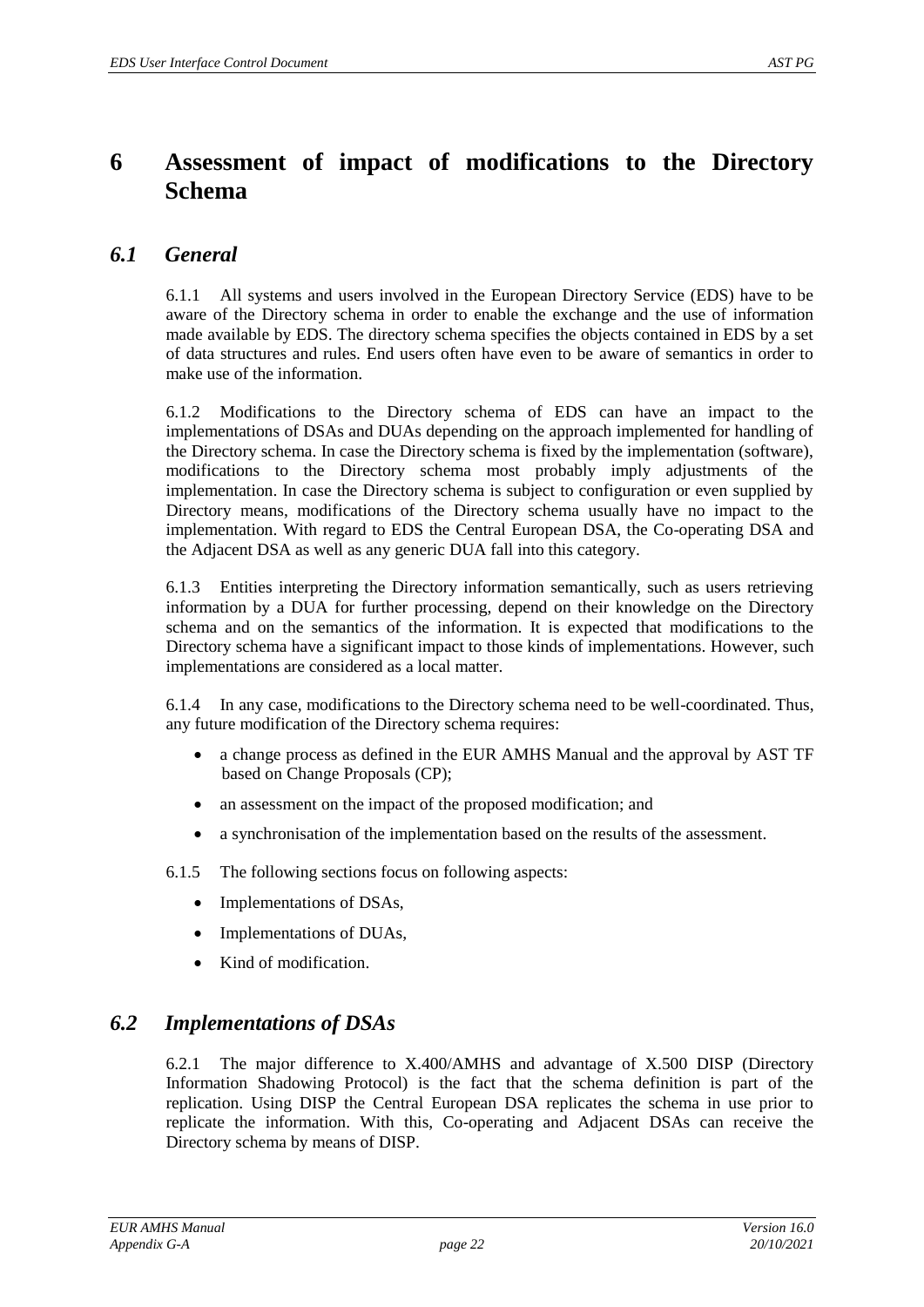# 6 Assessment of impact of modifications to the Directory Schema

## *6.1 General*

6.1.1 All systems and users involved in the European Directory Service (EDS) have to be aware of the Directory schema in order to enable the exchange and the use of information made available by EDS. The directory schema specifies the objects contained in EDS by a set of data structures and rules. End users often have even to be aware of semantics in order to make use of the information.

6.1.2 Modifications to the Directory schema of EDS can have an impact to the implementations of DSAs and DUAs depending on the approach implemented for handling of the Directory schema. In case the Directory schema is fixed by the implementation (software), modifications to the Directory schema most probably imply adjustments of the implementation. In case the Directory schema is subject to configuration or even supplied by Directory means, modifications of the Directory schema usually have no impact to the implementation. With regard to EDS the Central European DSA, the Co-operating DSA and the Adjacent DSA as well as any generic DUA fall into this category.

6.1.3 Entities interpreting the Directory information semantically, such as users retrieving information by a DUA for further processing, depend on their knowledge on the Directory schema and on the semantics of the information. It is expected that modifications to the Directory schema have a significant impact to those kinds of implementations. However, such implementations are considered as a local matter.

6.1.4 In any case, modifications to the Directory schema need to be well-coordinated. Thus, any future modification of the Directory schema requires:

- a change process as defined in the EUR AMHS Manual and the approval by AST TF based on Change Proposals (CP);
- an assessment on the impact of the proposed modification; and
- a synchronisation of the implementation based on the results of the assessment.

6.1.5 The following sections focus on following aspects:

- Implementations of DSAs,
- Implementations of DUAs,
- Kind of modification.

## *6.2 Implementations of DSAs*

6.2.1 The major difference to X.400/AMHS and advantage of X.500 DISP (Directory Information Shadowing Protocol) is the fact that the schema definition is part of the replication. Using DISP the Central European DSA replicates the schema in use prior to replicate the information. With this, Co-operating and Adjacent DSAs can receive the Directory schema by means of DISP.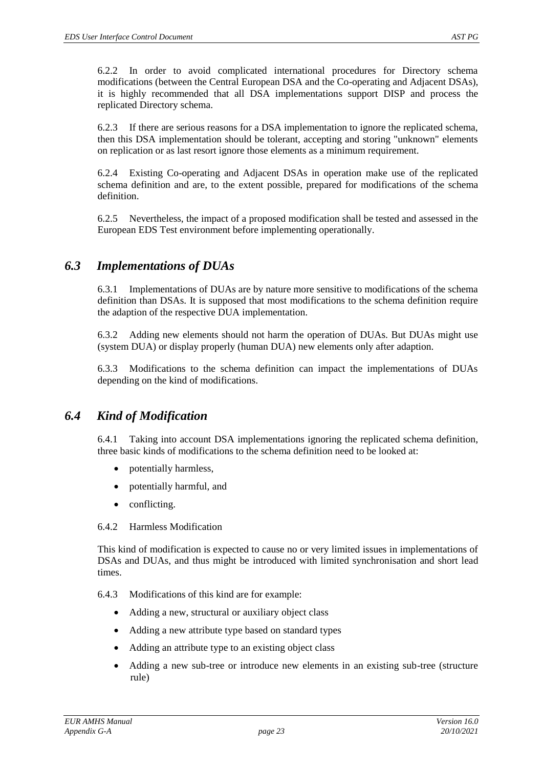6.2.2 In order to avoid complicated international procedures for Directory schema modifications (between the Central European DSA and the Co-operating and Adjacent DSAs), it is highly recommended that all DSA implementations support DISP and process the replicated Directory schema.

6.2.3 If there are serious reasons for a DSA implementation to ignore the replicated schema, then this DSA implementation should be tolerant, accepting and storing "unknown" elements on replication or as last resort ignore those elements as a minimum requirement.

6.2.4 Existing Co-operating and Adjacent DSAs in operation make use of the replicated schema definition and are, to the extent possible, prepared for modifications of the schema definition.

6.2.5 Nevertheless, the impact of a proposed modification shall be tested and assessed in the European EDS Test environment before implementing operationally.

## *6.3 Implementations of DUAs*

6.3.1 Implementations of DUAs are by nature more sensitive to modifications of the schema definition than DSAs. It is supposed that most modifications to the schema definition require the adaption of the respective DUA implementation.

6.3.2 Adding new elements should not harm the operation of DUAs. But DUAs might use (system DUA) or display properly (human DUA) new elements only after adaption.

6.3.3 Modifications to the schema definition can impact the implementations of DUAs depending on the kind of modifications.

## *6.4 Kind of Modification*

6.4.1 Taking into account DSA implementations ignoring the replicated schema definition, three basic kinds of modifications to the schema definition need to be looked at:

- potentially harmless,
- potentially harmful, and
- conflicting.

6.4.2 Harmless Modification

This kind of modification is expected to cause no or very limited issues in implementations of DSAs and DUAs, and thus might be introduced with limited synchronisation and short lead times.

6.4.3 Modifications of this kind are for example:

- Adding a new, structural or auxiliary object class
- Adding a new attribute type based on standard types
- Adding an attribute type to an existing object class
- Adding a new sub-tree or introduce new elements in an existing sub-tree (structure rule)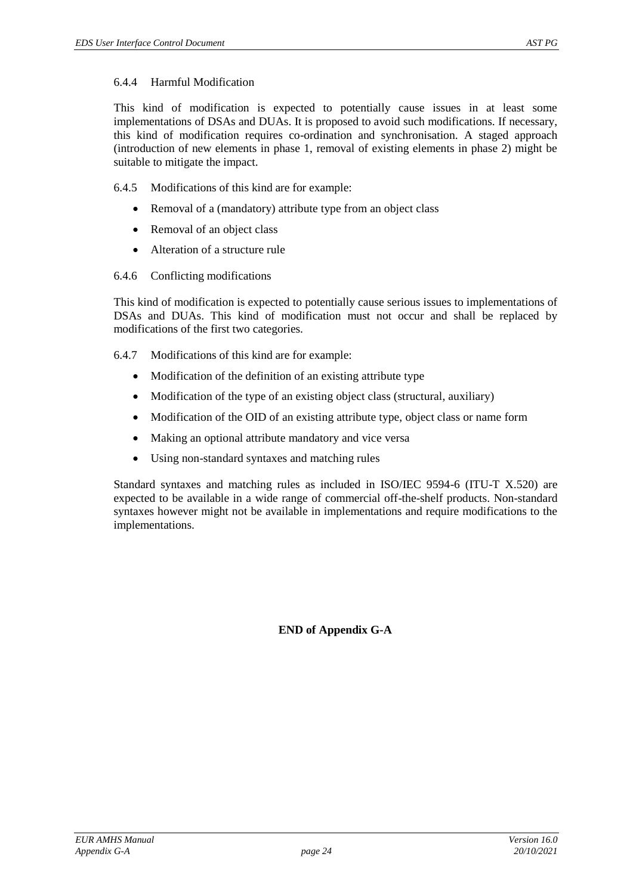### 6.4.4 Harmful Modification

This kind of modification is expected to potentially cause issues in at least some implementations of DSAs and DUAs. It is proposed to avoid such modifications. If necessary, this kind of modification requires co-ordination and synchronisation. A staged approach (introduction of new elements in phase 1, removal of existing elements in phase 2) might be suitable to mitigate the impact.

6.4.5 Modifications of this kind are for example:

- Removal of a (mandatory) attribute type from an object class
- Removal of an object class
- Alteration of a structure rule

### 6.4.6 Conflicting modifications

This kind of modification is expected to potentially cause serious issues to implementations of DSAs and DUAs. This kind of modification must not occur and shall be replaced by modifications of the first two categories.

6.4.7 Modifications of this kind are for example:

- Modification of the definition of an existing attribute type
- Modification of the type of an existing object class (structural, auxiliary)
- Modification of the OID of an existing attribute type, object class or name form
- Making an optional attribute mandatory and vice versa
- Using non-standard syntaxes and matching rules

Standard syntaxes and matching rules as included in ISO/IEC 9594-6 (ITU-T X.520) are expected to be available in a wide range of commercial off-the-shelf products. Non-standard syntaxes however might not be available in implementations and require modifications to the implementations.

**END of Appendix G-A**